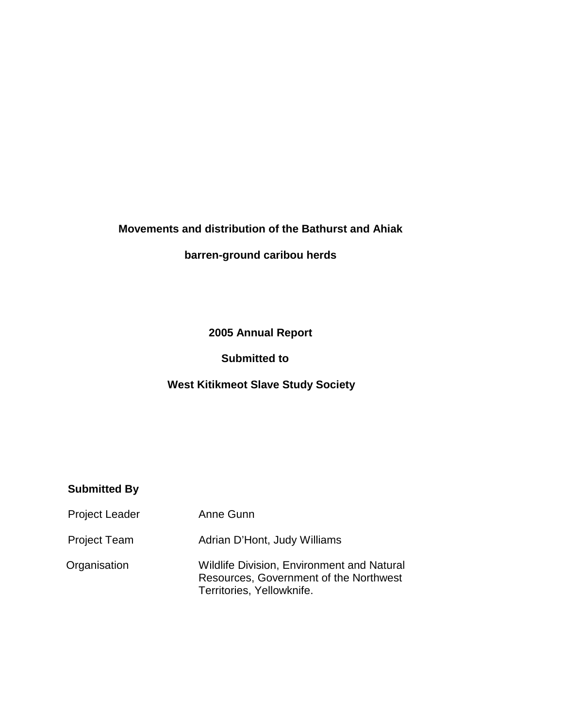# Movements and distribution of the Bathurst and Ahiak barren-ground caribou herds

**2005 Annual Report**

**Submitted to**

**West Kitikmeot Slave Study Society**

**Submitted By**

| | |
|---|---|
| Project Leader | Anne Gunn |
| Project Team | Adrian D'Hont, Judy Williams |
| Organisation | Wildlife Division, Environment and Natural Resources, Government of the Northwest Territories, Yellowknife. |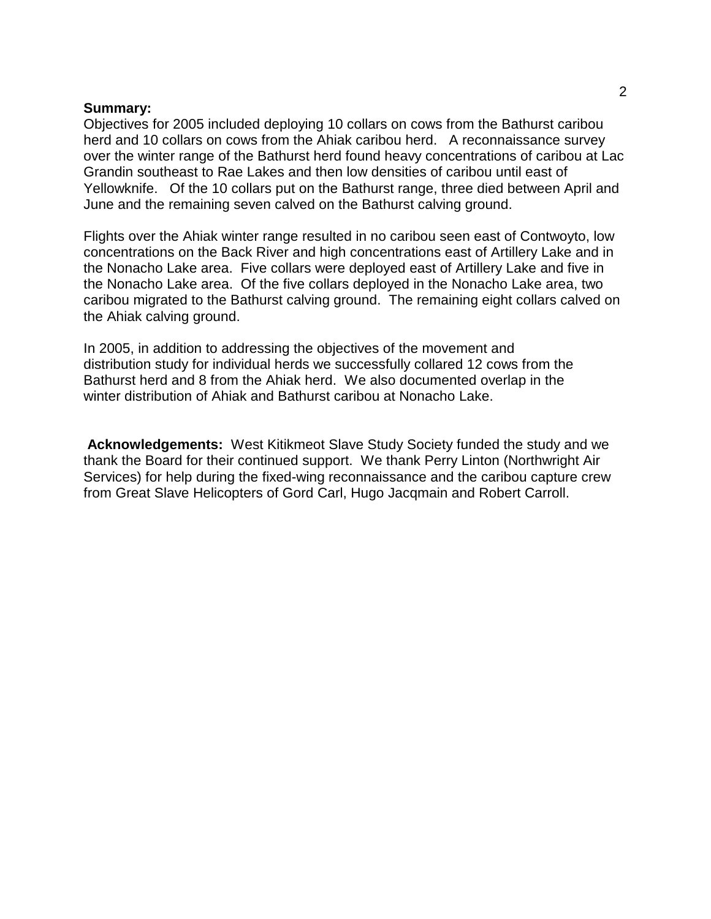**Summary:**
Objectives for 2005 included deploying 10 collars on cows from the Bathurst caribou herd and 10 collars on cows from the Ahiak caribou herd. A reconnaissance survey over the winter range of the Bathurst herd found heavy concentrations of caribou at Lac Grandin southeast to Rae Lakes and then low densities of caribou until east of Yellowknife. Of the 10 collars put on the Bathurst range, three died between April and June and the remaining seven calved on the Bathurst calving ground.

Flights over the Ahiak winter range resulted in no caribou seen east of Contwoyto, low concentrations on the Back River and high concentrations east of Artillery Lake and in the Nonacho Lake area. Five collars were deployed east of Artillery Lake and five in the Nonacho Lake area. Of the five collars deployed in the Nonacho Lake area, two caribou migrated to the Bathurst calving ground. The remaining eight collars calved on the Ahiak calving ground.

In 2005, in addition to addressing the objectives of the movement and distribution study for individual herds we successfully collared 12 cows from the Bathurst herd and 8 from the Ahiak herd. We also documented overlap in the winter distribution of Ahiak and Bathurst caribou at Nonacho Lake.

**Acknowledgements:** West Kitikmeot Slave Study Society funded the study and we thank the Board for their continued support. We thank Perry Linton (Northwright Air Services) for help during the fixed-wing reconnaissance and the caribou capture crew from Great Slave Helicopters of Gord Carl, Hugo Jacqmain and Robert Carroll.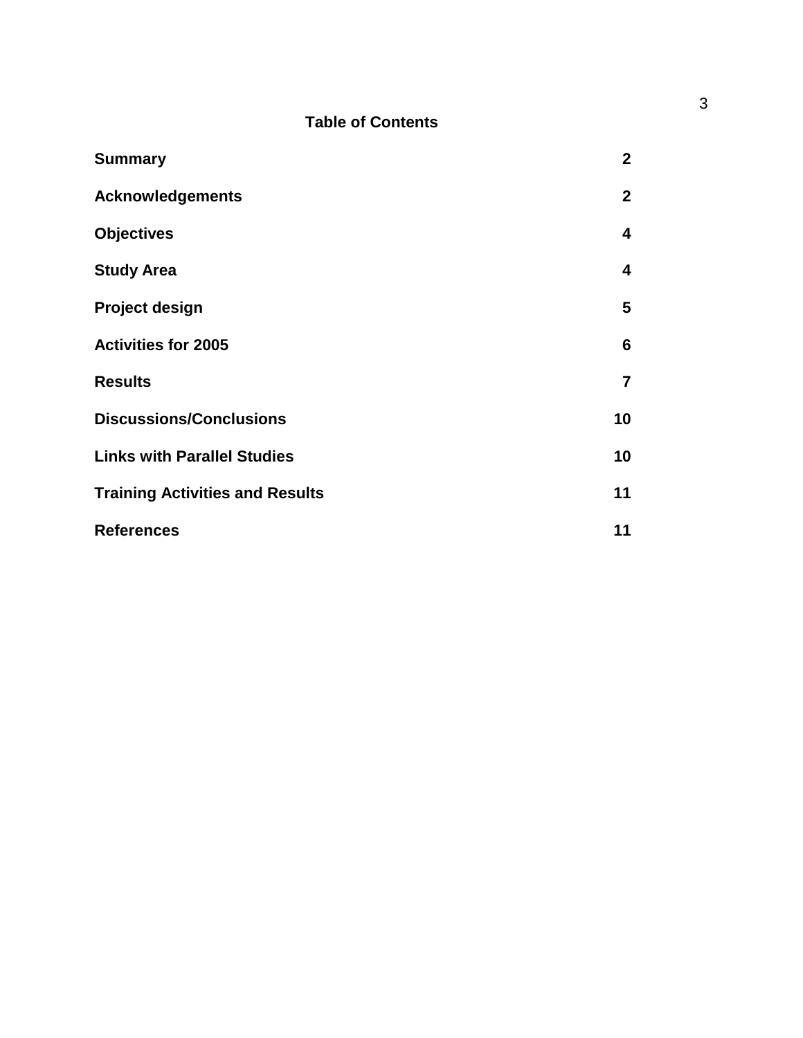## Table of Contents

| | |
|---|---|
| **Summary** | **2** |
| **Acknowledgements** | **2** |
| **Objectives** | **4** |
| **Study Area** | **4** |
| **Project design** | **5** |
| **Activities for 2005** | **6** |
| **Results** | **7** |
| **Discussions/Conclusions** | **10** |
| **Links with Parallel Studies** | **10** |
| **Training Activities and Results** | **11** |
| **References** | **11** |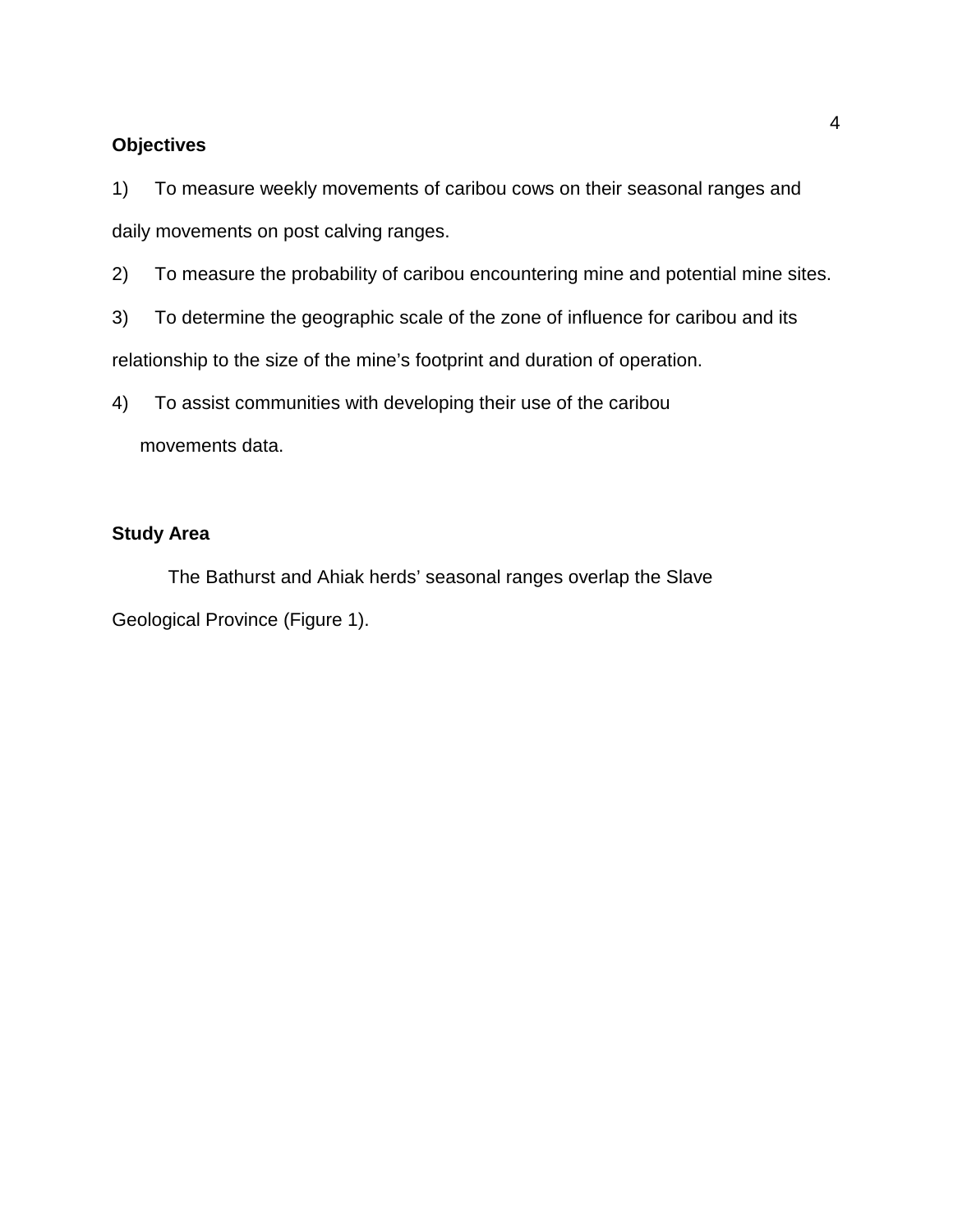**Objectives**

1) To measure weekly movements of caribou cows on their seasonal ranges and daily movements on post calving ranges.

2) To measure the probability of caribou encountering mine and potential mine sites.

3) To determine the geographic scale of the zone of influence for caribou and its relationship to the size of the mine's footprint and duration of operation.

4) To assist communities with developing their use of the caribou movements data.

**Study Area**

The Bathurst and Ahiak herds' seasonal ranges overlap the Slave Geological Province (Figure 1).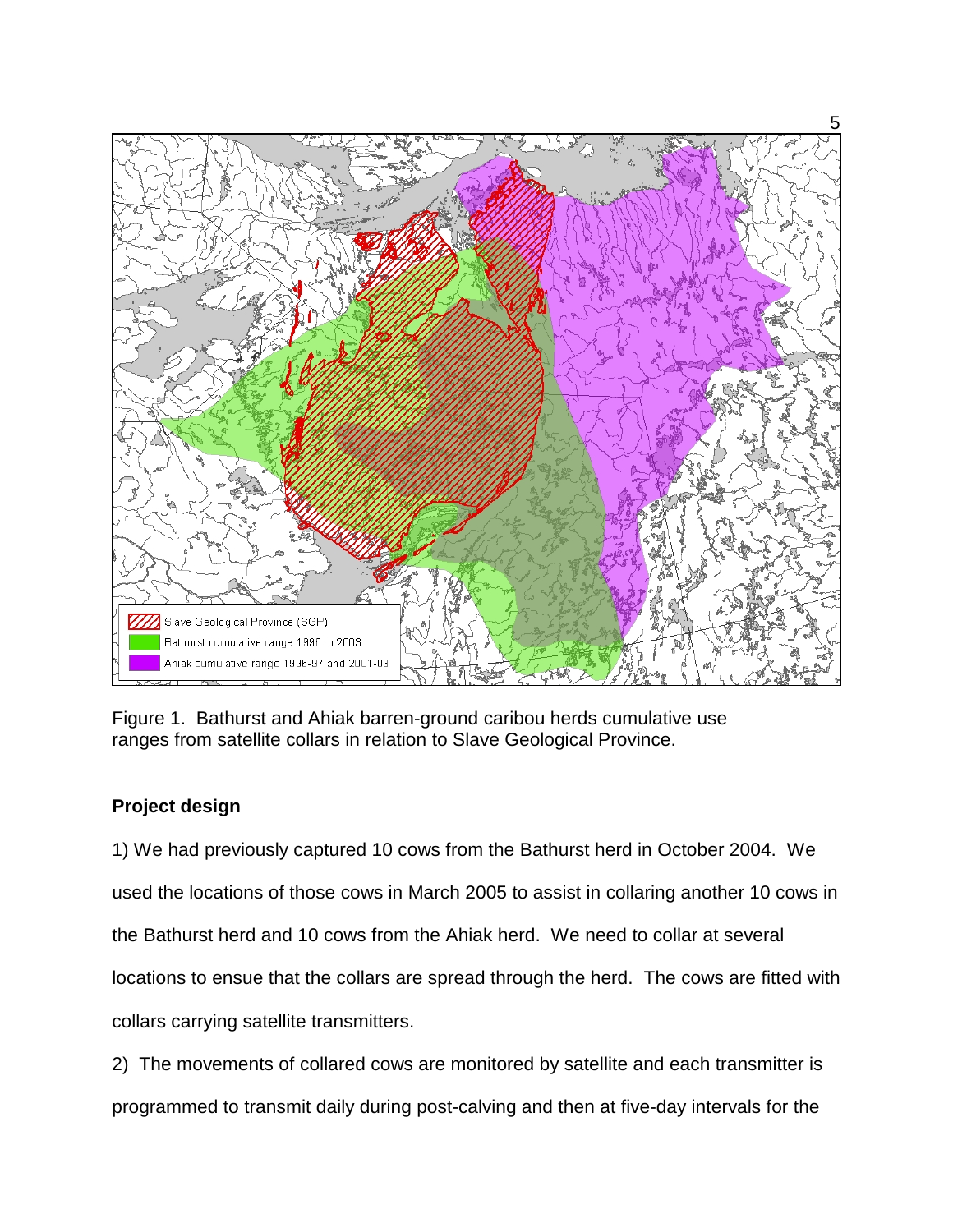Figure 1. Bathurst and Ahiak barren-ground caribou herds cumulative use ranges from satellite collars in relation to Slave Geological Province.

**Project design**

1) We had previously captured 10 cows from the Bathurst herd in October 2004. We used the locations of those cows in March 2005 to assist in collaring another 10 cows in the Bathurst herd and 10 cows from the Ahiak herd. We need to collar at several locations to ensue that the collars are spread through the herd. The cows are fitted with collars carrying satellite transmitters.

2) The movements of collared cows are monitored by satellite and each transmitter is programmed to transmit daily during post-calving and then at five-day intervals for the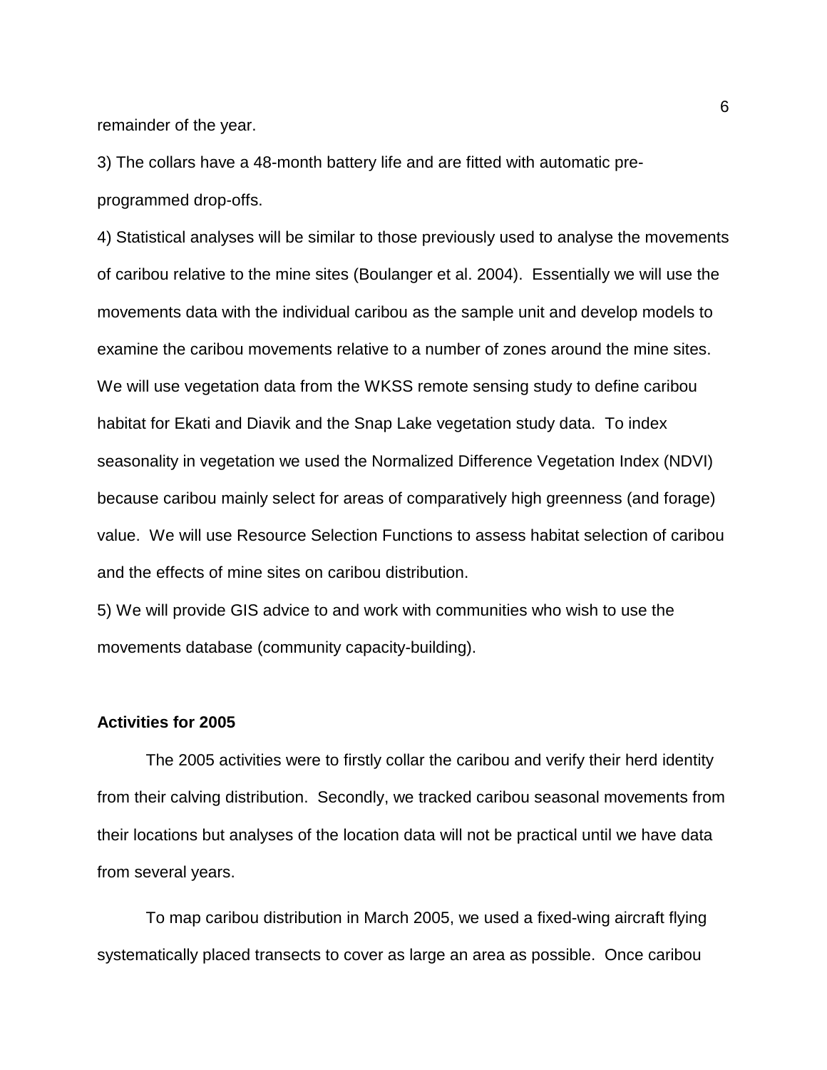remainder of the year.

3) The collars have a 48-month battery life and are fitted with automatic pre-programmed drop-offs.

4) Statistical analyses will be similar to those previously used to analyse the movements of caribou relative to the mine sites (Boulanger et al. 2004). Essentially we will use the movements data with the individual caribou as the sample unit and develop models to examine the caribou movements relative to a number of zones around the mine sites. We will use vegetation data from the WKSS remote sensing study to define caribou habitat for Ekati and Diavik and the Snap Lake vegetation study data. To index seasonality in vegetation we used the Normalized Difference Vegetation Index (NDVI) because caribou mainly select for areas of comparatively high greenness (and forage) value. We will use Resource Selection Functions to assess habitat selection of caribou and the effects of mine sites on caribou distribution.

5) We will provide GIS advice to and work with communities who wish to use the movements database (community capacity-building).

### Activities for 2005

The 2005 activities were to firstly collar the caribou and verify their herd identity from their calving distribution. Secondly, we tracked caribou seasonal movements from their locations but analyses of the location data will not be practical until we have data from several years.

To map caribou distribution in March 2005, we used a fixed-wing aircraft flying systematically placed transects to cover as large an area as possible. Once caribou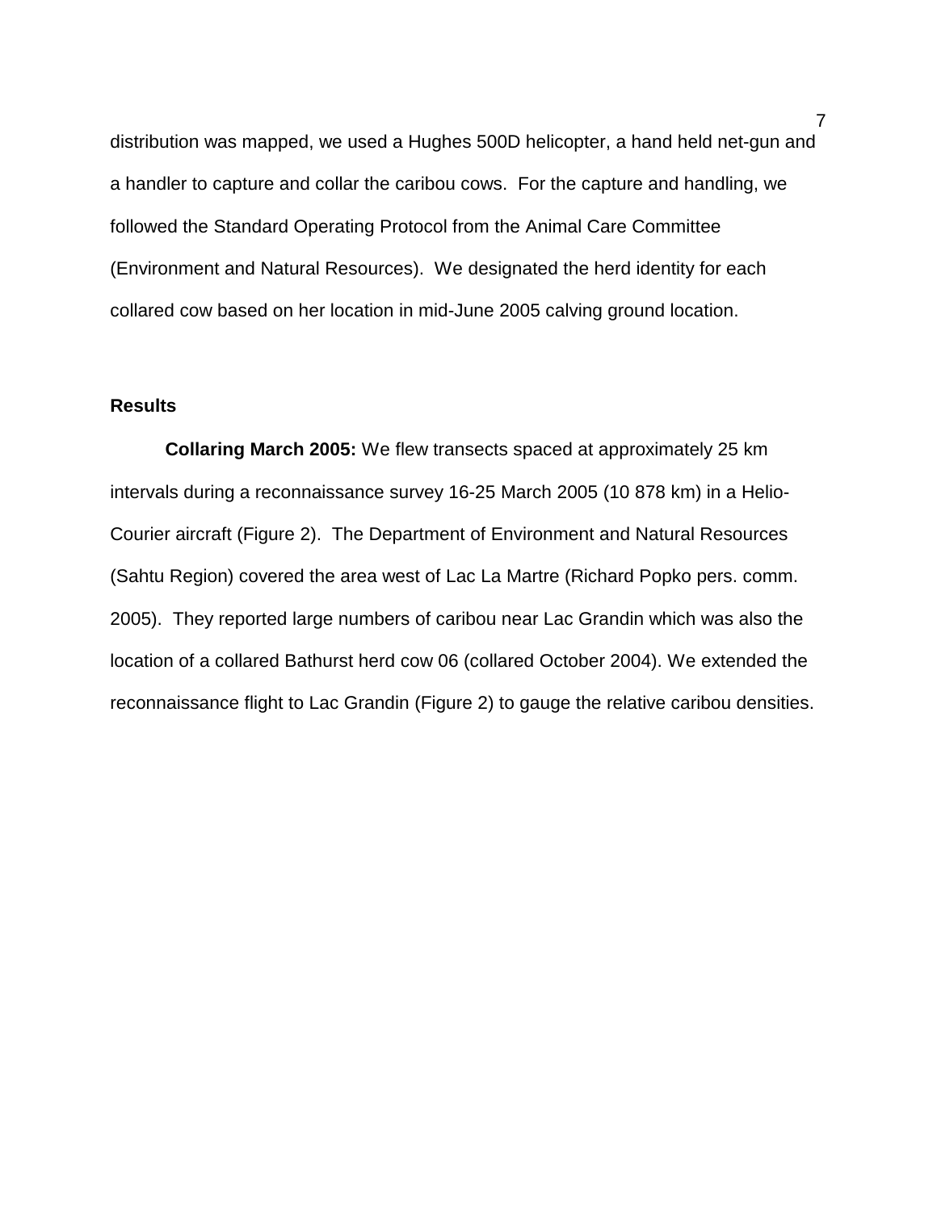distribution was mapped, we used a Hughes 500D helicopter, a hand held net-gun and a handler to capture and collar the caribou cows. For the capture and handling, we followed the Standard Operating Protocol from the Animal Care Committee (Environment and Natural Resources). We designated the herd identity for each collared cow based on her location in mid-June 2005 calving ground location.

## Results

**Collaring March 2005:** We flew transects spaced at approximately 25 km intervals during a reconnaissance survey 16-25 March 2005 (10 878 km) in a Helio-Courier aircraft (Figure 2). The Department of Environment and Natural Resources (Sahtu Region) covered the area west of Lac La Martre (Richard Popko pers. comm. 2005). They reported large numbers of caribou near Lac Grandin which was also the location of a collared Bathurst herd cow 06 (collared October 2004). We extended the reconnaissance flight to Lac Grandin (Figure 2) to gauge the relative caribou densities.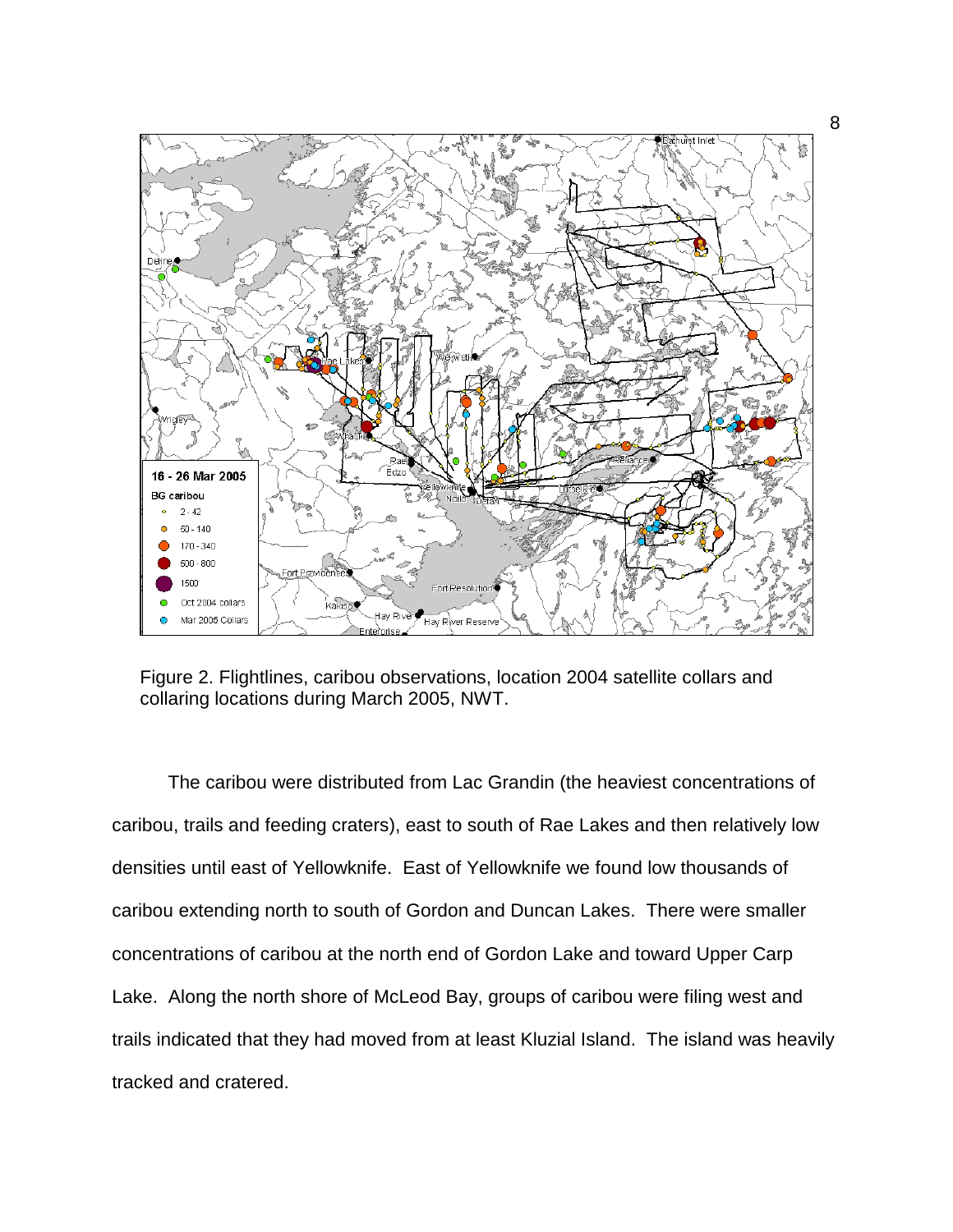Figure 2. Flightlines, caribou observations, location 2004 satellite collars and collaring locations during March 2005, NWT.

The caribou were distributed from Lac Grandin (the heaviest concentrations of caribou, trails and feeding craters), east to south of Rae Lakes and then relatively low densities until east of Yellowknife. East of Yellowknife we found low thousands of caribou extending north to south of Gordon and Duncan Lakes. There were smaller concentrations of caribou at the north end of Gordon Lake and toward Upper Carp Lake. Along the north shore of McLeod Bay, groups of caribou were filing west and trails indicated that they had moved from at least Kluzial Island. The island was heavily tracked and cratered.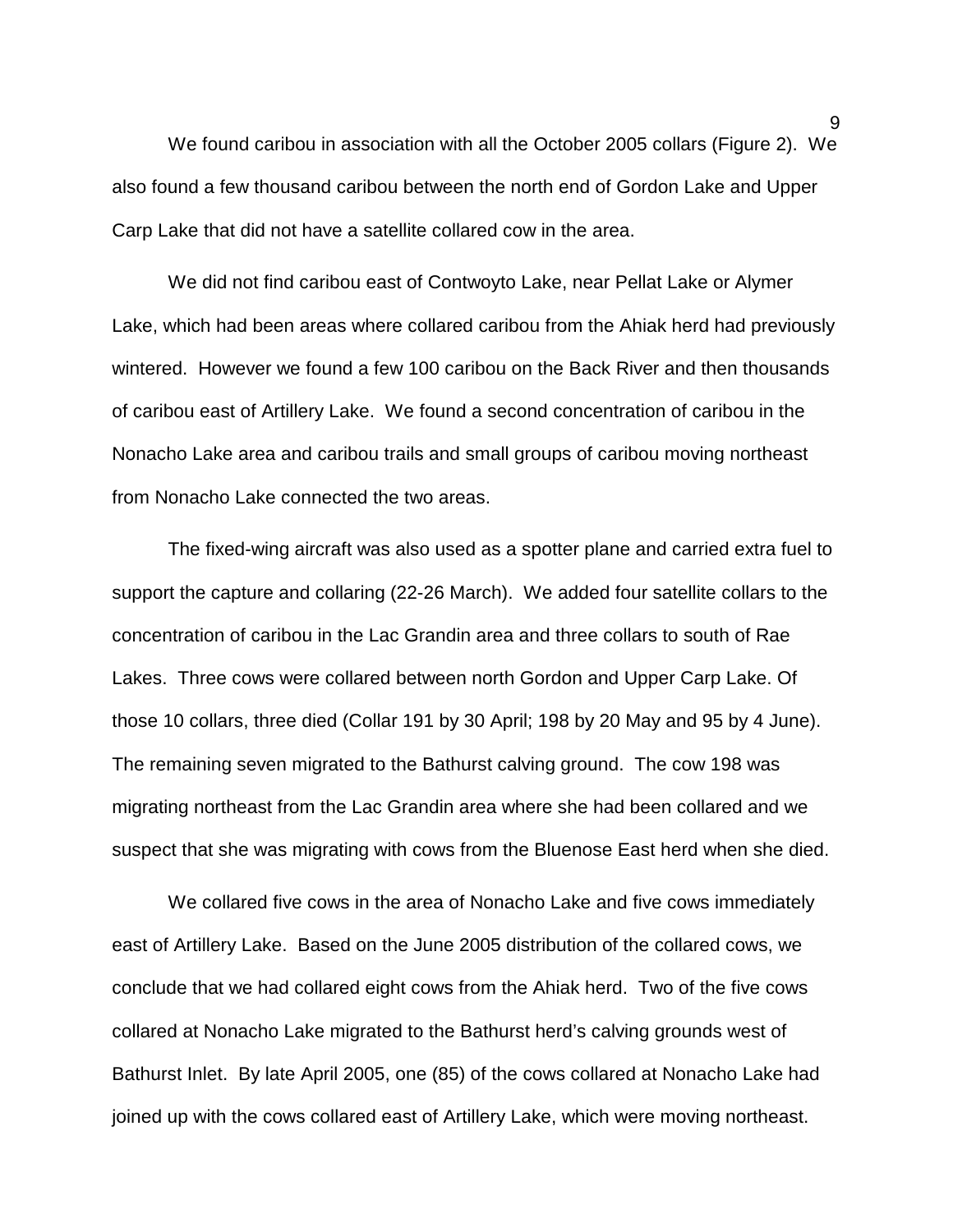We found caribou in association with all the October 2005 collars (Figure 2). We also found a few thousand caribou between the north end of Gordon Lake and Upper Carp Lake that did not have a satellite collared cow in the area.

We did not find caribou east of Contwoyto Lake, near Pellat Lake or Alymer Lake, which had been areas where collared caribou from the Ahiak herd had previously wintered. However we found a few 100 caribou on the Back River and then thousands of caribou east of Artillery Lake. We found a second concentration of caribou in the Nonacho Lake area and caribou trails and small groups of caribou moving northeast from Nonacho Lake connected the two areas.

The fixed-wing aircraft was also used as a spotter plane and carried extra fuel to support the capture and collaring (22-26 March). We added four satellite collars to the concentration of caribou in the Lac Grandin area and three collars to south of Rae Lakes. Three cows were collared between north Gordon and Upper Carp Lake. Of those 10 collars, three died (Collar 191 by 30 April; 198 by 20 May and 95 by 4 June). The remaining seven migrated to the Bathurst calving ground. The cow 198 was migrating northeast from the Lac Grandin area where she had been collared and we suspect that she was migrating with cows from the Bluenose East herd when she died.

We collared five cows in the area of Nonacho Lake and five cows immediately east of Artillery Lake. Based on the June 2005 distribution of the collared cows, we conclude that we had collared eight cows from the Ahiak herd. Two of the five cows collared at Nonacho Lake migrated to the Bathurst herd's calving grounds west of Bathurst Inlet. By late April 2005, one (85) of the cows collared at Nonacho Lake had joined up with the cows collared east of Artillery Lake, which were moving northeast.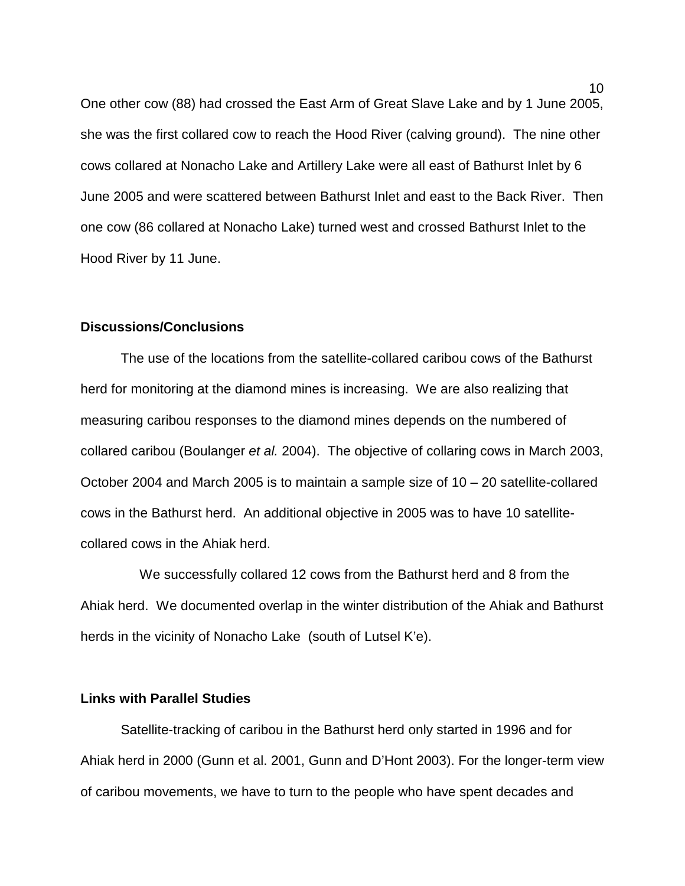One other cow (88) had crossed the East Arm of Great Slave Lake and by 1 June 2005, she was the first collared cow to reach the Hood River (calving ground). The nine other cows collared at Nonacho Lake and Artillery Lake were all east of Bathurst Inlet by 6 June 2005 and were scattered between Bathurst Inlet and east to the Back River. Then one cow (86 collared at Nonacho Lake) turned west and crossed Bathurst Inlet to the Hood River by 11 June.

## Discussions/Conclusions

The use of the locations from the satellite-collared caribou cows of the Bathurst herd for monitoring at the diamond mines is increasing. We are also realizing that measuring caribou responses to the diamond mines depends on the numbered of collared caribou (Boulanger *et al.* 2004). The objective of collaring cows in March 2003, October 2004 and March 2005 is to maintain a sample size of 10 – 20 satellite-collared cows in the Bathurst herd. An additional objective in 2005 was to have 10 satellite-collared cows in the Ahiak herd.

We successfully collared 12 cows from the Bathurst herd and 8 from the Ahiak herd. We documented overlap in the winter distribution of the Ahiak and Bathurst herds in the vicinity of Nonacho Lake (south of Lutsel K'e).

## Links with Parallel Studies

Satellite-tracking of caribou in the Bathurst herd only started in 1996 and for Ahiak herd in 2000 (Gunn et al. 2001, Gunn and D'Hont 2003). For the longer-term view of caribou movements, we have to turn to the people who have spent decades and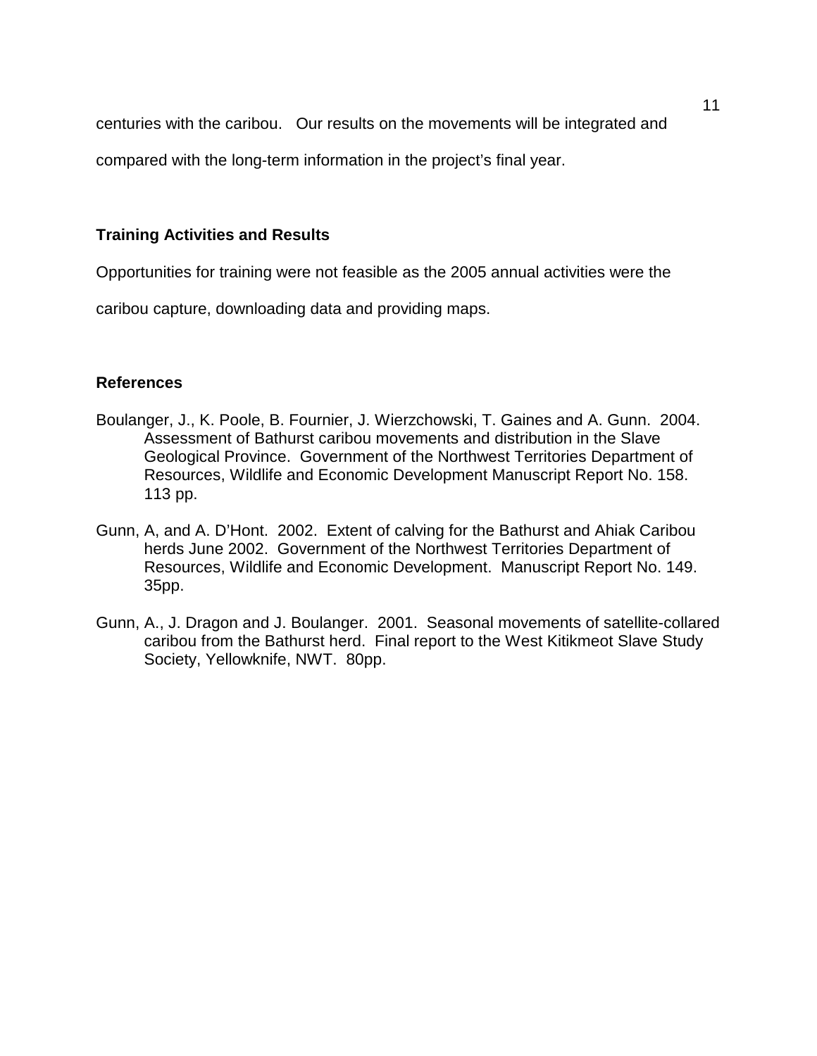centuries with the caribou. Our results on the movements will be integrated and compared with the long-term information in the project's final year.

## Training Activities and Results

Opportunities for training were not feasible as the 2005 annual activities were the caribou capture, downloading data and providing maps.

## References

Boulanger, J., K. Poole, B. Fournier, J. Wierzchowski, T. Gaines and A. Gunn. 2004. Assessment of Bathurst caribou movements and distribution in the Slave Geological Province. Government of the Northwest Territories Department of Resources, Wildlife and Economic Development Manuscript Report No. 158. 113 pp.

Gunn, A, and A. D'Hont. 2002. Extent of calving for the Bathurst and Ahiak Caribou herds June 2002. Government of the Northwest Territories Department of Resources, Wildlife and Economic Development. Manuscript Report No. 149. 35pp.

Gunn, A., J. Dragon and J. Boulanger. 2001. Seasonal movements of satellite-collared caribou from the Bathurst herd. Final report to the West Kitikmeot Slave Study Society, Yellowknife, NWT. 80pp.